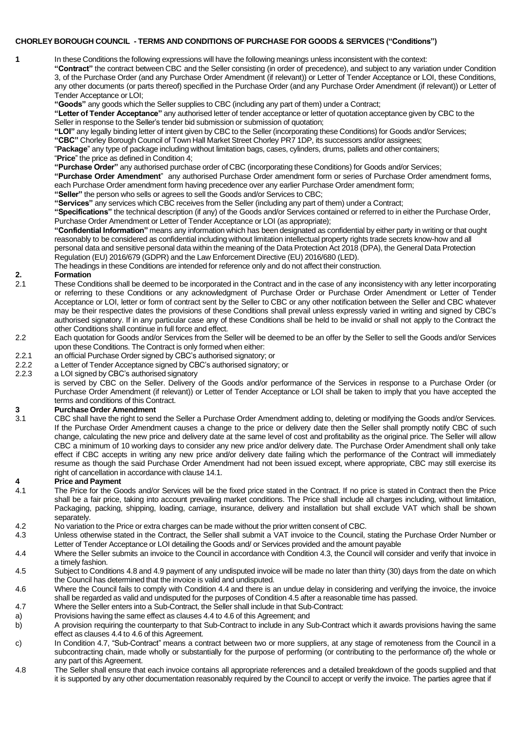**CHORLEY BOROUGH COUNCIL - TERMS AND CONDITIONS OF PURCHASE FOR GOODS & SERVICES ("Conditions")**

**1** In these Conditions the following expressions will have the following meanings unless inconsistent with the context:

**"Contract"** the contract between CBC and the Seller consisting (in order of precedence), and subject to any variation under Condition 3, of the Purchase Order (and any Purchase Order Amendment (if relevant)) or Letter of Tender Acceptance or LOI, these Conditions, any other documents (or parts thereof) specified in the Purchase Order (and any Purchase Order Amendment (if relevant)) or Letter of Tender Acceptance or LOI;

**"Goods"** any goods which the Seller supplies to CBC (including any part of them) under a Contract;

**"Letter of Tender Acceptance"** any authorised letter of tender acceptance or letter of quotation acceptance given by CBC to the Seller in response to the Seller's tender bid submission or submission of quotation;

**"LOI"** any legally binding letter of intent given by CBC to the Seller (incorporating these Conditions) for Goods and/or Services;

**"CBC"** Chorley Borough Council of Town Hall Market Street Chorley PR7 1DP, its successors and/or assignees;

"**Package**" any type of package including without limitation bags, cases, cylinders, drums, pallets and other containers;

"**Price**" the price as defined in Condition 4;

**"Purchase Order"** any authorised purchase order of CBC (incorporating these Conditions) for Goods and/or Services;

**"Purchase Order Amendment"** any authorised Purchase Order amendment form or series of Purchase Order amendment forms, each Purchase Order amendment form having precedence over any earlier Purchase Order amendment form;

**"Seller"** the person who sells or agrees to sell the Goods and/or Services to CBC;

**"Services"** any services which CBC receives from the Seller (including any part of them) under a Contract;

**"Specifications"** the technical description (if any) of the Goods and/or Services contained or referred to in either the Purchase Order, Purchase Order Amendment or Letter of Tender Acceptance or LOI (as appropriate);

**"Confidential Information"** means any information which has been designated as confidential by either party in writing or that ought reasonably to be considered as confidential including without limitation intellectual property rights trade secrets know-how and all personal data and sensitive personal data within the meaning of the Data Protection Act 2018 (DPA), the General Data Protection Regulation (EU) 2016/679 (GDPR) and the Law Enforcement Directive (EU) 2016/680 (LED).

The headings in these Conditions are intended for reference only and do not affect their construction.

**2. Formation**

2.1 These Conditions shall be deemed to be incorporated in the Contract and in the case of any inconsistency with any letter incorporating or referring to these Conditions or any acknowledgment of Purchase Order or Purchase Order Amendment or Letter of Tender Acceptance or LOI, letter or form of contract sent by the Seller to CBC or any other notification between the Seller and CBC whatever may be their respective dates the provisions of these Conditions shall prevail unless expressly varied in writing and signed by CBC's authorised signatory. If in any particular case any of these Conditions shall be held to be invalid or shall not apply to the Contract the other Conditions shall continue in full force and effect.

2.2 Each quotation for Goods and/or Services from the Seller will be deemed to be an offer by the Seller to sell the Goods and/or Services upon these Conditions. The Contract is only formed when either:

2.2.1 an official Purchase Order signed by CBC's authorised signatory; or

2.2.2 a Letter of Tender Acceptance signed by CBC's authorised signatory; or

2.2.3 a LOI signed by CBC's authorised signatory

is served by CBC on the Seller. Delivery of the Goods and/or performance of the Services in response to a Purchase Order (or Purchase Order Amendment (if relevant)) or Letter of Tender Acceptance or LOI shall be taken to imply that you have accepted the terms and conditions of this Contract.

**3 Purchase Order Amendment**

3.1 CBC shall have the right to send the Seller a Purchase Order Amendment adding to, deleting or modifying the Goods and/or Services. If the Purchase Order Amendment causes a change to the price or delivery date then the Seller shall promptly notify CBC of such change, calculating the new price and delivery date at the same level of cost and profitability as the original price. The Seller will allow CBC a minimum of 10 working days to consider any new price and/or delivery date. The Purchase Order Amendment shall only take effect if CBC accepts in writing any new price and/or delivery date failing which the performance of the Contract will immediately resume as though the said Purchase Order Amendment had not been issued except, where appropriate, CBC may still exercise its right of cancellation in accordance with clause 14.1.

**4 Price and Payment**

4.1 The Price for the Goods and/or Services will be the fixed price stated in the Contract. If no price is stated in Contract then the Price shall be a fair price, taking into account prevailing market conditions. The Price shall include all charges including, without limitation, Packaging, packing, shipping, loading, carriage, insurance, delivery and installation but shall exclude VAT which shall be shown separately.

4.2 No variation to the Price or extra charges can be made without the prior written consent of CBC.

4.3 Unless otherwise stated in the Contract, the Seller shall submit a VAT invoice to the Council, stating the Purchase Order Number or Letter of Tender Acceptance or LOI detailing the Goods and/ or Services provided and the amount payable

4.4 Where the Seller submits an invoice to the Council in accordance with Condition 4.3, the Council will consider and verify that invoice in a timely fashion.

4.5 Subject to Conditions 4.8 and 4.9 payment of any undisputed invoice will be made no later than thirty (30) days from the date on which the Council has determined that the invoice is valid and undisputed.

4.6 Where the Council fails to comply with Condition 4.4 and there is an undue delay in considering and verifying the invoice, the invoice shall be regarded as valid and undisputed for the purposes of Condition 4.5 after a reasonable time has passed.

4.7 Where the Seller enters into a Sub-Contract, the Seller shall include in that Sub-Contract:

a) Provisions having the same effect as clauses 4.4 to 4.6 of this Agreement; and

b) A provision requiring the counterparty to that Sub-Contract to include in any Sub-Contract which it awards provisions having the same effect as clauses 4.4 to 4.6 of this Agreement.

c) In Condition 4.7, "Sub-Contract" means a contract between two or more suppliers, at any stage of remoteness from the Council in a subcontracting chain, made wholly or substantially for the purpose of performing (or contributing to the performance of) the whole or any part of this Agreement.

4.8 The Seller shall ensure that each invoice contains all appropriate references and a detailed breakdown of the goods supplied and that it is supported by any other documentation reasonably required by the Council to accept or verify the invoice. The parties agree that if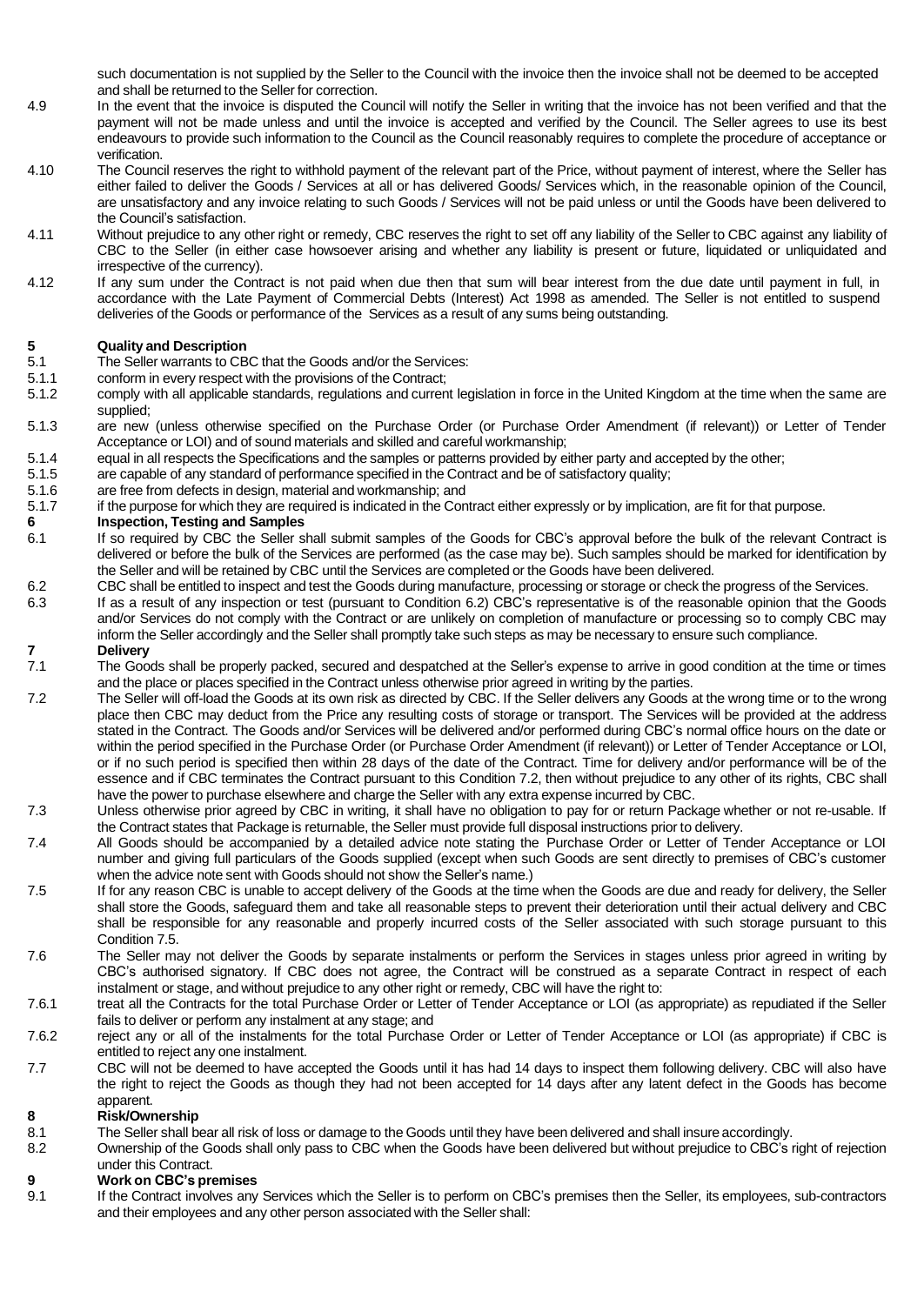such documentation is not supplied by the Seller to the Council with the invoice then the invoice shall not be deemed to be accepted and shall be returned to the Seller for correction.

4.9 In the event that the invoice is disputed the Council will notify the Seller in writing that the invoice has not been verified and that the payment will not be made unless and until the invoice is accepted and verified by the Council. The Seller agrees to use its best endeavours to provide such information to the Council as the Council reasonably requires to complete the procedure of acceptance or verification.

4.10 The Council reserves the right to withhold payment of the relevant part of the Price, without payment of interest, where the Seller has either failed to deliver the Goods / Services at all or has delivered Goods/ Services which, in the reasonable opinion of the Council, are unsatisfactory and any invoice relating to such Goods / Services will not be paid unless or until the Goods have been delivered to the Council's satisfaction.

4.11 Without prejudice to any other right or remedy, CBC reserves the right to set off any liability of the Seller to CBC against any liability of CBC to the Seller (in either case howsoever arising and whether any liability is present or future, liquidated or unliquidated and irrespective of the currency).

4.12 If any sum under the Contract is not paid when due then that sum will bear interest from the due date until payment in full, in accordance with the Late Payment of Commercial Debts (Interest) Act 1998 as amended. The Seller is not entitled to suspend deliveries of the Goods or performance of the Services as a result of any sums being outstanding.

## 5 Quality and Description

5.1 The Seller warrants to CBC that the Goods and/or the Services:

5.1.1 conform in every respect with the provisions of the Contract;

5.1.2 comply with all applicable standards, regulations and current legislation in force in the United Kingdom at the time when the same are supplied;

5.1.3 are new (unless otherwise specified on the Purchase Order (or Purchase Order Amendment (if relevant)) or Letter of Tender Acceptance or LOI) and of sound materials and skilled and careful workmanship;

5.1.4 equal in all respects the Specifications and the samples or patterns provided by either party and accepted by the other;

5.1.5 are capable of any standard of performance specified in the Contract and be of satisfactory quality;

5.1.6 are free from defects in design, material and workmanship; and

5.1.7 if the purpose for which they are required is indicated in the Contract either expressly or by implication, are fit for that purpose.

## 6 Inspection, Testing and Samples

6.1 If so required by CBC the Seller shall submit samples of the Goods for CBC's approval before the bulk of the relevant Contract is delivered or before the bulk of the Services are performed (as the case may be). Such samples should be marked for identification by the Seller and will be retained by CBC until the Services are completed or the Goods have been delivered.

6.2 CBC shall be entitled to inspect and test the Goods during manufacture, processing or storage or check the progress of the Services.

6.3 If as a result of any inspection or test (pursuant to Condition 6.2) CBC's representative is of the reasonable opinion that the Goods and/or Services do not comply with the Contract or are unlikely on completion of manufacture or processing so to comply CBC may inform the Seller accordingly and the Seller shall promptly take such steps as may be necessary to ensure such compliance.

## 7 Delivery

7.1 The Goods shall be properly packed, secured and despatched at the Seller's expense to arrive in good condition at the time or times and the place or places specified in the Contract unless otherwise prior agreed in writing by the parties.

7.2 The Seller will off-load the Goods at its own risk as directed by CBC. If the Seller delivers any Goods at the wrong time or to the wrong place then CBC may deduct from the Price any resulting costs of storage or transport. The Services will be provided at the address stated in the Contract. The Goods and/or Services will be delivered and/or performed during CBC's normal office hours on the date or within the period specified in the Purchase Order (or Purchase Order Amendment (if relevant)) or Letter of Tender Acceptance or LOI, or if no such period is specified then within 28 days of the date of the Contract. Time for delivery and/or performance will be of the essence and if CBC terminates the Contract pursuant to this Condition 7.2, then without prejudice to any other of its rights, CBC shall have the power to purchase elsewhere and charge the Seller with any extra expense incurred by CBC.

7.3 Unless otherwise prior agreed by CBC in writing, it shall have no obligation to pay for or return Package whether or not re-usable. If the Contract states that Package is returnable, the Seller must provide full disposal instructions prior to delivery.

7.4 All Goods should be accompanied by a detailed advice note stating the Purchase Order or Letter of Tender Acceptance or LOI number and giving full particulars of the Goods supplied (except when such Goods are sent directly to premises of CBC's customer when the advice note sent with Goods should not show the Seller's name.)

7.5 If for any reason CBC is unable to accept delivery of the Goods at the time when the Goods are due and ready for delivery, the Seller shall store the Goods, safeguard them and take all reasonable steps to prevent their deterioration until their actual delivery and CBC shall be responsible for any reasonable and properly incurred costs of the Seller associated with such storage pursuant to this Condition 7.5.

7.6 The Seller may not deliver the Goods by separate instalments or perform the Services in stages unless prior agreed in writing by CBC's authorised signatory. If CBC does not agree, the Contract will be construed as a separate Contract in respect of each instalment or stage, and without prejudice to any other right or remedy, CBC will have the right to:

7.6.1 treat all the Contracts for the total Purchase Order or Letter of Tender Acceptance or LOI (as appropriate) as repudiated if the Seller fails to deliver or perform any instalment at any stage; and

7.6.2 reject any or all of the instalments for the total Purchase Order or Letter of Tender Acceptance or LOI (as appropriate) if CBC is entitled to reject any one instalment.

7.7 CBC will not be deemed to have accepted the Goods until it has had 14 days to inspect them following delivery. CBC will also have the right to reject the Goods as though they had not been accepted for 14 days after any latent defect in the Goods has become apparent.

## 8 Risk/Ownership

8.1 The Seller shall bear all risk of loss or damage to the Goods until they have been delivered and shall insure accordingly.

8.2 Ownership of the Goods shall only pass to CBC when the Goods have been delivered but without prejudice to CBC's right of rejection under this Contract.

## 9 Work on CBC's premises

9.1 If the Contract involves any Services which the Seller is to perform on CBC's premises then the Seller, its employees, sub-contractors and their employees and any other person associated with the Seller shall: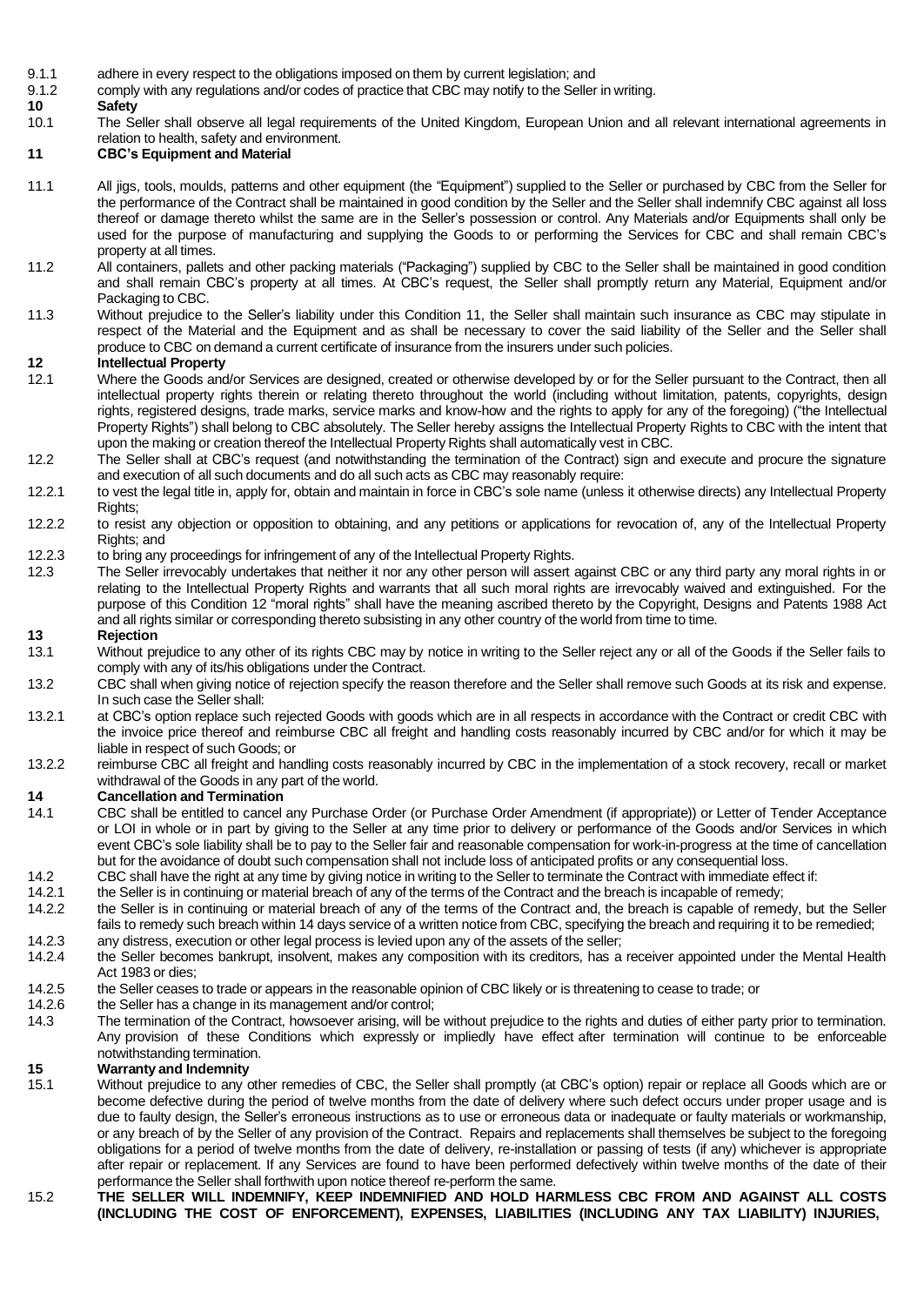9.1.1 adhere in every respect to the obligations imposed on them by current legislation; and

9.1.2 comply with any regulations and/or codes of practice that CBC may notify to the Seller in writing.

## 10 Safety

10.1 The Seller shall observe all legal requirements of the United Kingdom, European Union and all relevant international agreements in relation to health, safety and environment.

## 11 CBC's Equipment and Material

11.1 All jigs, tools, moulds, patterns and other equipment (the "Equipment") supplied to the Seller or purchased by CBC from the Seller for the performance of the Contract shall be maintained in good condition by the Seller and the Seller shall indemnify CBC against all loss thereof or damage thereto whilst the same are in the Seller's possession or control. Any Materials and/or Equipments shall only be used for the purpose of manufacturing and supplying the Goods to or performing the Services for CBC and shall remain CBC's property at all times.

11.2 All containers, pallets and other packing materials ("Packaging") supplied by CBC to the Seller shall be maintained in good condition and shall remain CBC's property at all times. At CBC's request, the Seller shall promptly return any Material, Equipment and/or Packaging to CBC.

11.3 Without prejudice to the Seller's liability under this Condition 11, the Seller shall maintain such insurance as CBC may stipulate in respect of the Material and the Equipment and as shall be necessary to cover the said liability of the Seller and the Seller shall produce to CBC on demand a current certificate of insurance from the insurers under such policies.

## 12 Intellectual Property

12.1 Where the Goods and/or Services are designed, created or otherwise developed by or for the Seller pursuant to the Contract, then all intellectual property rights therein or relating thereto throughout the world (including without limitation, patents, copyrights, design rights, registered designs, trade marks, service marks and know-how and the rights to apply for any of the foregoing) ("the Intellectual Property Rights") shall belong to CBC absolutely. The Seller hereby assigns the Intellectual Property Rights to CBC with the intent that upon the making or creation thereof the Intellectual Property Rights shall automatically vest in CBC.

12.2 The Seller shall at CBC's request (and notwithstanding the termination of the Contract) sign and execute and procure the signature and execution of all such documents and do all such acts as CBC may reasonably require:

12.2.1 to vest the legal title in, apply for, obtain and maintain in force in CBC's sole name (unless it otherwise directs) any Intellectual Property Rights;

12.2.2 to resist any objection or opposition to obtaining, and any petitions or applications for revocation of, any of the Intellectual Property Rights; and

12.2.3 to bring any proceedings for infringement of any of the Intellectual Property Rights.

12.3 The Seller irrevocably undertakes that neither it nor any other person will assert against CBC or any third party any moral rights in or relating to the Intellectual Property Rights and warrants that all such moral rights are irrevocably waived and extinguished. For the purpose of this Condition 12 "moral rights" shall have the meaning ascribed thereto by the Copyright, Designs and Patents 1988 Act and all rights similar or corresponding thereto subsisting in any other country of the world from time to time.

## 13 Rejection

13.1 Without prejudice to any other of its rights CBC may by notice in writing to the Seller reject any or all of the Goods if the Seller fails to comply with any of its/his obligations under the Contract.

13.2 CBC shall when giving notice of rejection specify the reason therefore and the Seller shall remove such Goods at its risk and expense. In such case the Seller shall:

13.2.1 at CBC's option replace such rejected Goods with goods which are in all respects in accordance with the Contract or credit CBC with the invoice price thereof and reimburse CBC all freight and handling costs reasonably incurred by CBC and/or for which it may be liable in respect of such Goods; or

13.2.2 reimburse CBC all freight and handling costs reasonably incurred by CBC in the implementation of a stock recovery, recall or market withdrawal of the Goods in any part of the world.

## 14 Cancellation and Termination

14.1 CBC shall be entitled to cancel any Purchase Order (or Purchase Order Amendment (if appropriate)) or Letter of Tender Acceptance or LOI in whole or in part by giving to the Seller at any time prior to delivery or performance of the Goods and/or Services in which event CBC's sole liability shall be to pay to the Seller fair and reasonable compensation for work-in-progress at the time of cancellation but for the avoidance of doubt such compensation shall not include loss of anticipated profits or any consequential loss.

14.2 CBC shall have the right at any time by giving notice in writing to the Seller to terminate the Contract with immediate effect if:

14.2.1 the Seller is in continuing or material breach of any of the terms of the Contract and the breach is incapable of remedy;

14.2.2 the Seller is in continuing or material breach of any of the terms of the Contract and, the breach is capable of remedy, but the Seller fails to remedy such breach within 14 days service of a written notice from CBC, specifying the breach and requiring it to be remedied;

14.2.3 any distress, execution or other legal process is levied upon any of the assets of the seller;

14.2.4 the Seller becomes bankrupt, insolvent, makes any composition with its creditors, has a receiver appointed under the Mental Health Act 1983 or dies;

14.2.5 the Seller ceases to trade or appears in the reasonable opinion of CBC likely or is threatening to cease to trade; or

14.2.6 the Seller has a change in its management and/or control;

14.3 The termination of the Contract, howsoever arising, will be without prejudice to the rights and duties of either party prior to termination. Any provision of these Conditions which expressly or impliedly have effect after termination will continue to be enforceable notwithstanding termination.

## 15 Warranty and Indemnity

15.1 Without prejudice to any other remedies of CBC, the Seller shall promptly (at CBC's option) repair or replace all Goods which are or become defective during the period of twelve months from the date of delivery where such defect occurs under proper usage and is due to faulty design, the Seller's erroneous instructions as to use or erroneous data or inadequate or faulty materials or workmanship, or any breach of by the Seller of any provision of the Contract. Repairs and replacements shall themselves be subject to the foregoing obligations for a period of twelve months from the date of delivery, re-installation or passing of tests (if any) whichever is appropriate after repair or replacement. If any Services are found to have been performed defectively within twelve months of the date of their performance the Seller shall forthwith upon notice thereof re-perform the same.

15.2 **THE SELLER WILL INDEMNIFY, KEEP INDEMNIFIED AND HOLD HARMLESS CBC FROM AND AGAINST ALL COSTS (INCLUDING THE COST OF ENFORCEMENT), EXPENSES, LIABILITIES (INCLUDING ANY TAX LIABILITY) INJURIES,**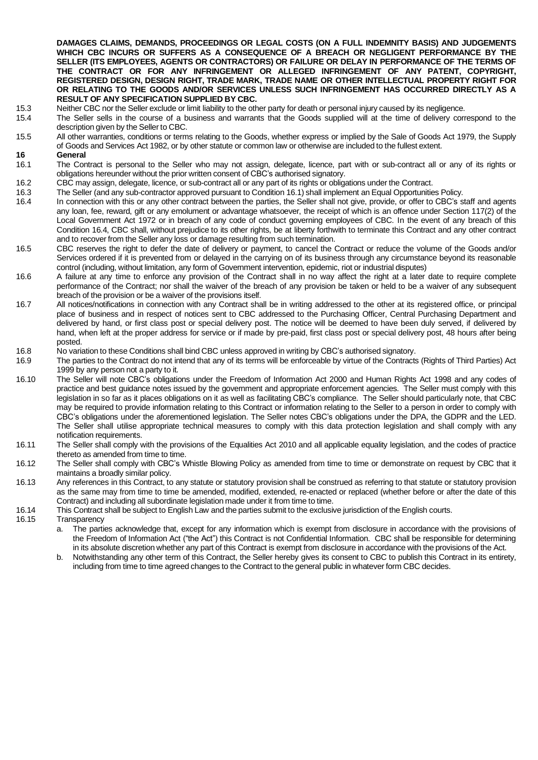**DAMAGES CLAIMS, DEMANDS, PROCEEDINGS OR LEGAL COSTS (ON A FULL INDEMNITY BASIS) AND JUDGEMENTS WHICH CBC INCURS OR SUFFERS AS A CONSEQUENCE OF A BREACH OR NEGLIGENT PERFORMANCE BY THE SELLER (ITS EMPLOYEES, AGENTS OR CONTRACTORS) OR FAILURE OR DELAY IN PERFORMANCE OF THE TERMS OF THE CONTRACT OR FOR ANY INFRINGEMENT OR ALLEGED INFRINGEMENT OF ANY PATENT, COPYRIGHT, REGISTERED DESIGN, DESIGN RIGHT, TRADE MARK, TRADE NAME OR OTHER INTELLECTUAL PROPERTY RIGHT FOR OR RELATING TO THE GOODS AND/OR SERVICES UNLESS SUCH INFRINGEMENT HAS OCCURRED DIRECTLY AS A RESULT OF ANY SPECIFICATION SUPPLIED BY CBC.**

15.3 Neither CBC nor the Seller exclude or limit liability to the other party for death or personal injury caused by its negligence.

15.4 The Seller sells in the course of a business and warrants that the Goods supplied will at the time of delivery correspond to the description given by the Seller to CBC.

15.5 All other warranties, conditions or terms relating to the Goods, whether express or implied by the Sale of Goods Act 1979, the Supply of Goods and Services Act 1982, or by other statute or common law or otherwise are included to the fullest extent.

**16 General**

16.1 The Contract is personal to the Seller who may not assign, delegate, licence, part with or sub-contract all or any of its rights or obligations hereunder without the prior written consent of CBC's authorised signatory.

16.2 CBC may assign, delegate, licence, or sub-contract all or any part of its rights or obligations under the Contract.

16.3 The Seller (and any sub-contractor approved pursuant to Condition 16.1) shall implement an Equal Opportunities Policy.

16.4 In connection with this or any other contract between the parties, the Seller shall not give, provide, or offer to CBC's staff and agents any loan, fee, reward, gift or any emolument or advantage whatsoever, the receipt of which is an offence under Section 117(2) of the Local Government Act 1972 or in breach of any code of conduct governing employees of CBC. In the event of any breach of this Condition 16.4, CBC shall, without prejudice to its other rights, be at liberty forthwith to terminate this Contract and any other contract and to recover from the Seller any loss or damage resulting from such termination.

16.5 CBC reserves the right to defer the date of delivery or payment, to cancel the Contract or reduce the volume of the Goods and/or Services ordered if it is prevented from or delayed in the carrying on of its business through any circumstance beyond its reasonable control (including, without limitation, any form of Government intervention, epidemic, riot or industrial disputes)

16.6 A failure at any time to enforce any provision of the Contract shall in no way affect the right at a later date to require complete performance of the Contract; nor shall the waiver of the breach of any provision be taken or held to be a waiver of any subsequent breach of the provision or be a waiver of the provisions itself.

16.7 All notices/notifications in connection with any Contract shall be in writing addressed to the other at its registered office, or principal place of business and in respect of notices sent to CBC addressed to the Purchasing Officer, Central Purchasing Department and delivered by hand, or first class post or special delivery post. The notice will be deemed to have been duly served, if delivered by hand, when left at the proper address for service or if made by pre-paid, first class post or special delivery post, 48 hours after being posted.

16.8 No variation to these Conditions shall bind CBC unless approved in writing by CBC's authorised signatory.

16.9 The parties to the Contract do not intend that any of its terms will be enforceable by virtue of the Contracts (Rights of Third Parties) Act 1999 by any person not a party to it.

16.10 The Seller will note CBC's obligations under the Freedom of Information Act 2000 and Human Rights Act 1998 and any codes of practice and best guidance notes issued by the government and appropriate enforcement agencies. The Seller must comply with this legislation in so far as it places obligations on it as well as facilitating CBC's compliance. The Seller should particularly note, that CBC may be required to provide information relating to this Contract or information relating to the Seller to a person in order to comply with CBC's obligations under the aforementioned legislation. The Seller notes CBC's obligations under the DPA, the GDPR and the LED. The Seller shall utilise appropriate technical measures to comply with this data protection legislation and shall comply with any notification requirements.

16.11 The Seller shall comply with the provisions of the Equalities Act 2010 and all applicable equality legislation, and the codes of practice thereto as amended from time to time.

16.12 The Seller shall comply with CBC's Whistle Blowing Policy as amended from time to time or demonstrate on request by CBC that it maintains a broadly similar policy.

16.13 Any references in this Contract, to any statute or statutory provision shall be construed as referring to that statute or statutory provision as the same may from time to time be amended, modified, extended, re-enacted or replaced (whether before or after the date of this Contract) and including all subordinate legislation made under it from time to time.

16.14 This Contract shall be subject to English Law and the parties submit to the exclusive jurisdiction of the English courts.

16.15 Transparency

a. The parties acknowledge that, except for any information which is exempt from disclosure in accordance with the provisions of the Freedom of Information Act ("the Act") this Contract is not Confidential Information. CBC shall be responsible for determining in its absolute discretion whether any part of this Contract is exempt from disclosure in accordance with the provisions of the Act.

b. Notwithstanding any other term of this Contract, the Seller hereby gives its consent to CBC to publish this Contract in its entirety, including from time to time agreed changes to the Contract to the general public in whatever form CBC decides.